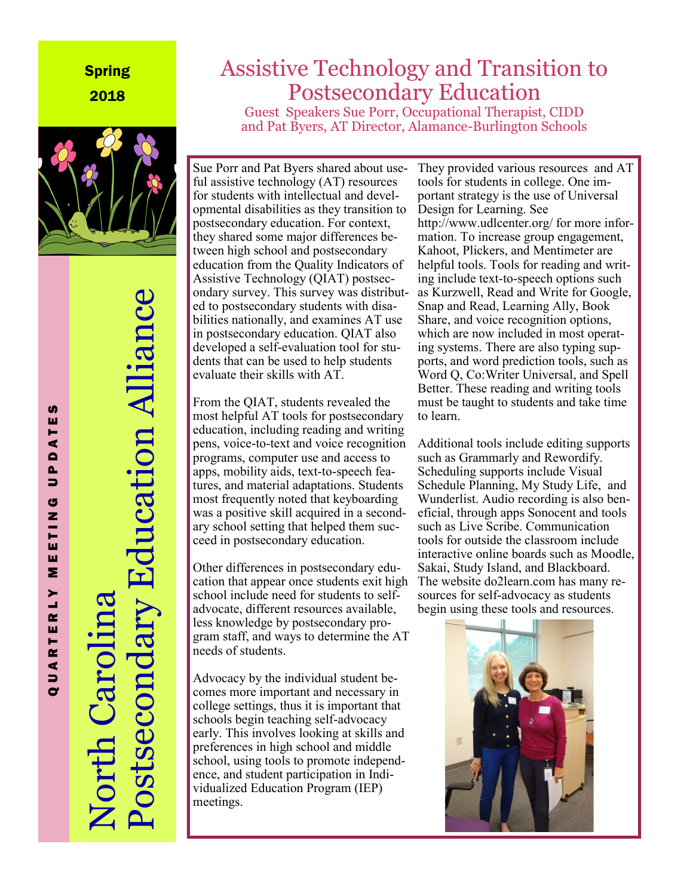Spring 2018

# North Carolina Postsecondary Education Alliance

QUARTERLY MEETING UPDATES

## Assistive Technology and Transition to Postsecondary Education

Guest Speakers Sue Porr, Occupational Therapist, CIDD and Pat Byers, AT Director, Alamance-Burlington Schools

Sue Porr and Pat Byers shared about useful assistive technology (AT) resources for students with intellectual and developmental disabilities as they transition to postsecondary education. For context, they shared some major differences between high school and postsecondary education from the Quality Indicators of Assistive Technology (QIAT) postsecondary survey. This survey was distributed to postsecondary students with disabilities nationally, and examines AT use in postsecondary education. QIAT also developed a self-evaluation tool for students that can be used to help students evaluate their skills with AT.

From the QIAT, students revealed the most helpful AT tools for postsecondary education, including reading and writing pens, voice-to-text and voice recognition programs, computer use and access to apps, mobility aids, text-to-speech features, and material adaptations. Students most frequently noted that keyboarding was a positive skill acquired in a secondary school setting that helped them succeed in postsecondary education.

Other differences in postsecondary education that appear once students exit high school include need for students to self-advocate, different resources available, less knowledge by postsecondary program staff, and ways to determine the AT needs of students.

Advocacy by the individual student becomes more important and necessary in college settings, thus it is important that schools begin teaching self-advocacy early. This involves looking at skills and preferences in high school and middle school, using tools to promote independence, and student participation in Individualized Education Program (IEP) meetings.

They provided various resources and AT tools for students in college. One important strategy is the use of Universal Design for Learning. See http://www.udlcenter.org/ for more information. To increase group engagement, Kahoot, Plickers, and Mentimeter are helpful tools. Tools for reading and writing include text-to-speech options such as Kurzwell, Read and Write for Google, Snap and Read, Learning Ally, Book Share, and voice recognition options, which are now included in most operating systems. There are also typing supports, and word prediction tools, such as Word Q, Co:Writer Universal, and Spell Better. These reading and writing tools must be taught to students and take time to learn.

Additional tools include editing supports such as Grammarly and Rewordify. Scheduling supports include Visual Schedule Planning, My Study Life, and Wunderlist. Audio recording is also beneficial, through apps Sonocent and tools such as Live Scribe. Communication tools for outside the classroom include interactive online boards such as Moodle, Sakai, Study Island, and Blackboard. The website do2learn.com has many resources for self-advocacy as students begin using these tools and resources.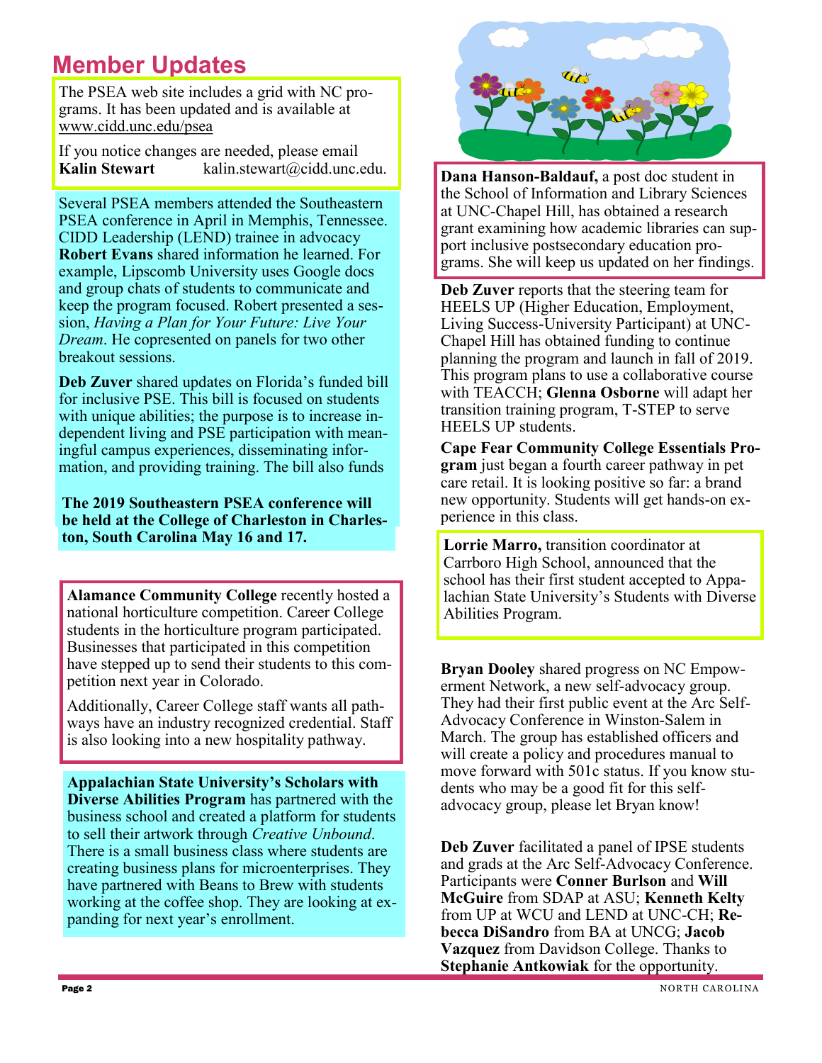## Member Updates

The PSEA web site includes a grid with NC programs. It has been updated and is available at www.cidd.unc.edu/psea

If you notice changes are needed, please email **Kalin Stewart** kalin.stewart@cidd.unc.edu.

Several PSEA members attended the Southeastern PSEA conference in April in Memphis, Tennessee. CIDD Leadership (LEND) trainee in advocacy **Robert Evans** shared information he learned. For example, Lipscomb University uses Google docs and group chats of students to communicate and keep the program focused. Robert presented a session, *Having a Plan for Your Future: Live Your Dream*. He copresented on panels for two other breakout sessions.

**Deb Zuver** shared updates on Florida's funded bill for inclusive PSE. This bill is focused on students with unique abilities; the purpose is to increase independent living and PSE participation with meaningful campus experiences, disseminating information, and providing training. The bill also funds

**The 2019 Southeastern PSEA conference will be held at the College of Charleston in Charleston, South Carolina May 16 and 17.**

**Alamance Community College** recently hosted a national horticulture competition. Career College students in the horticulture program participated. Businesses that participated in this competition have stepped up to send their students to this competition next year in Colorado.

Additionally, Career College staff wants all pathways have an industry recognized credential. Staff is also looking into a new hospitality pathway.

**Appalachian State University's Scholars with Diverse Abilities Program** has partnered with the business school and created a platform for students to sell their artwork through *Creative Unbound*. There is a small business class where students are creating business plans for microenterprises. They have partnered with Beans to Brew with students working at the coffee shop. They are looking at expanding for next year's enrollment.

**Dana Hanson-Baldauf,** a post doc student in the School of Information and Library Sciences at UNC-Chapel Hill, has obtained a research grant examining how academic libraries can support inclusive postsecondary education programs. She will keep us updated on her findings.

**Deb Zuver** reports that the steering team for HEELS UP (Higher Education, Employment, Living Success-University Participant) at UNC-Chapel Hill has obtained funding to continue planning the program and launch in fall of 2019. This program plans to use a collaborative course with TEACCH; **Glenna Osborne** will adapt her transition training program, T-STEP to serve HEELS UP students.

**Cape Fear Community College Essentials Program** just began a fourth career pathway in pet care retail. It is looking positive so far: a brand new opportunity. Students will get hands-on experience in this class.

**Lorrie Marro,** transition coordinator at Carrboro High School, announced that the school has their first student accepted to Appalachian State University's Students with Diverse Abilities Program.

**Bryan Dooley** shared progress on NC Empowerment Network, a new self-advocacy group. They had their first public event at the Arc Self-Advocacy Conference in Winston-Salem in March. The group has established officers and will create a policy and procedures manual to move forward with 501c status. If you know students who may be a good fit for this self-advocacy group, please let Bryan know!

**Deb Zuver** facilitated a panel of IPSE students and grads at the Arc Self-Advocacy Conference. Participants were **Conner Burlson** and **Will McGuire** from SDAP at ASU; **Kenneth Kelty** from UP at WCU and LEND at UNC-CH; **Rebecca DiSandro** from BA at UNCG; **Jacob Vazquez** from Davidson College. Thanks to **Stephanie Antkowiak** for the opportunity.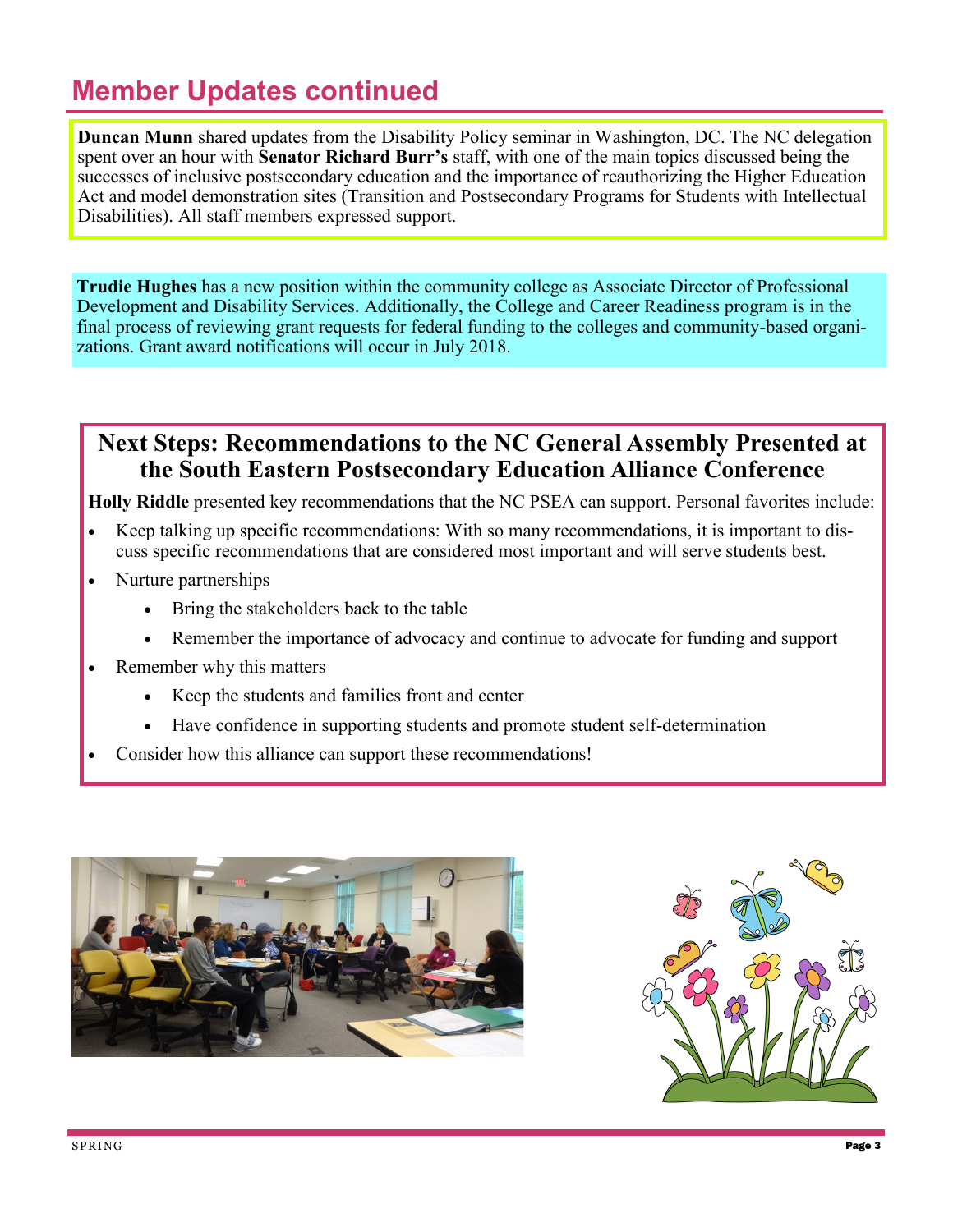## Member Updates continued

**Duncan Munn** shared updates from the Disability Policy seminar in Washington, DC. The NC delegation spent over an hour with **Senator Richard Burr's** staff, with one of the main topics discussed being the successes of inclusive postsecondary education and the importance of reauthorizing the Higher Education Act and model demonstration sites (Transition and Postsecondary Programs for Students with Intellectual Disabilities). All staff members expressed support.

**Trudie Hughes** has a new position within the community college as Associate Director of Professional Development and Disability Services. Additionally, the College and Career Readiness program is in the final process of reviewing grant requests for federal funding to the colleges and community-based organizations. Grant award notifications will occur in July 2018.

### Next Steps: Recommendations to the NC General Assembly Presented at the South Eastern Postsecondary Education Alliance Conference

**Holly Riddle** presented key recommendations that the NC PSEA can support. Personal favorites include:

- Keep talking up specific recommendations: With so many recommendations, it is important to discuss specific recommendations that are considered most important and will serve students best.
- Nurture partnerships
  - Bring the stakeholders back to the table
  - Remember the importance of advocacy and continue to advocate for funding and support
- Remember why this matters
  - Keep the students and families front and center
  - Have confidence in supporting students and promote student self-determination
- Consider how this alliance can support these recommendations!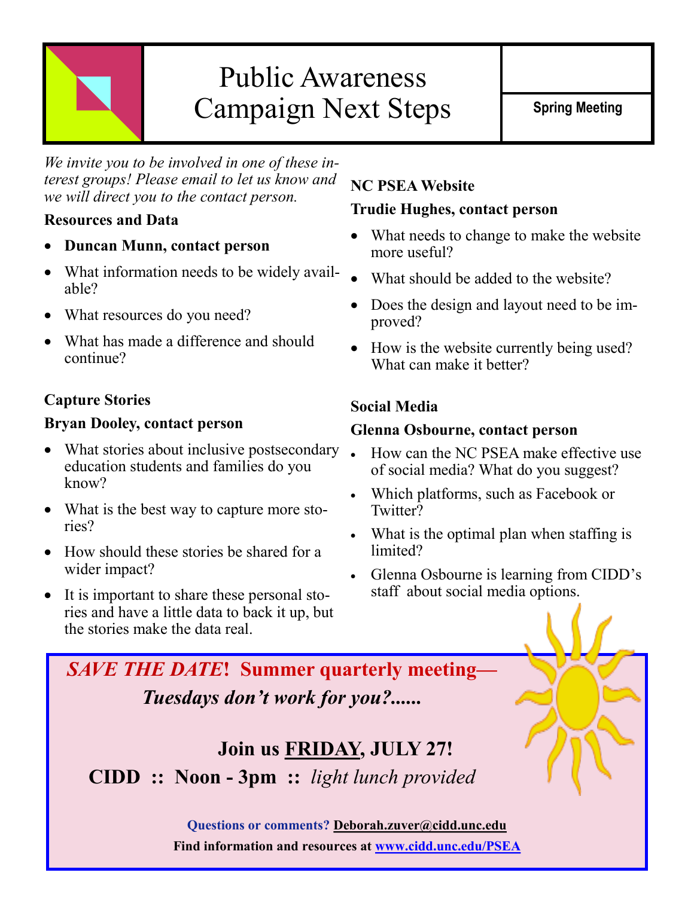# Public Awareness Campaign Next Steps

**Spring Meeting**

*We invite you to be involved in one of these interest groups! Please email to let us know and we will direct you to the contact person.*

**Resources and Data**

- **Duncan Munn, contact person**
- What information needs to be widely available?
- What resources do you need?
- What has made a difference and should continue?

**Capture Stories**

**Bryan Dooley, contact person**

- What stories about inclusive postsecondary education students and families do you know?
- What is the best way to capture more stories?
- How should these stories be shared for a wider impact?
- It is important to share these personal stories and have a little data to back it up, but the stories make the data real.

**NC PSEA Website**

**Trudie Hughes, contact person**

- What needs to change to make the website more useful?
- What should be added to the website?
- Does the design and layout need to be improved?
- How is the website currently being used? What can make it better?

**Social Media**

**Glenna Osbourne, contact person**

- How can the NC PSEA make effective use of social media? What do you suggest?
- Which platforms, such as Facebook or Twitter?
- What is the optimal plan when staffing is limited?
- Glenna Osbourne is learning from CIDD's staff about social media options.

***SAVE THE DATE*! Summer quarterly meeting—**

***Tuesdays don't work for you?......***

**Join us FRIDAY, JULY 27!**

**CIDD :: Noon - 3pm ::** *light lunch provided*

**Questions or comments? Deborah.zuver@cidd.unc.edu**

**Find information and resources at www.cidd.unc.edu/PSEA**